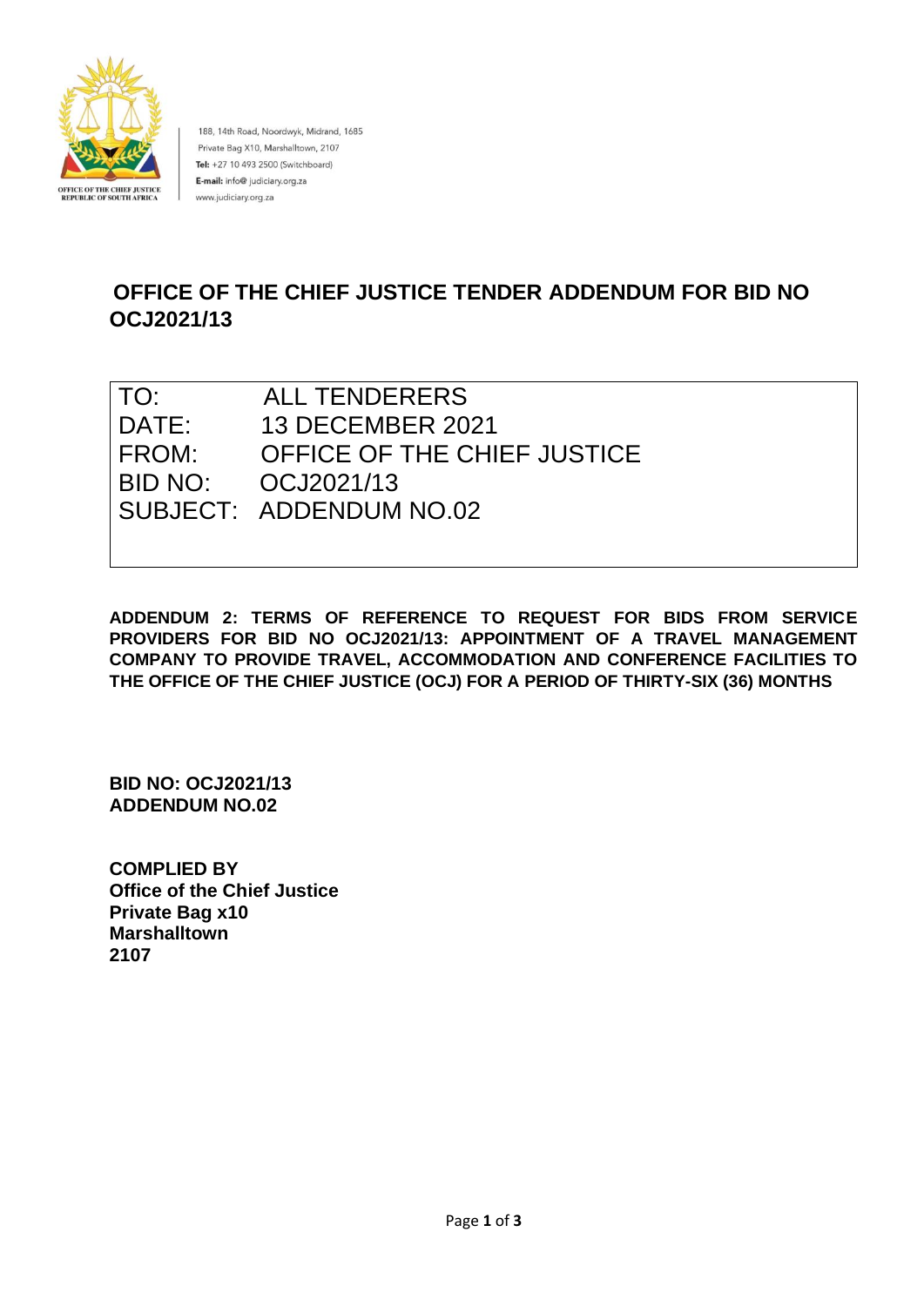OFFICE OF THE CHIEF JUSTICE
REPUBLIC OF SOUTH AFRICA

188, 14th Road, Noordwyk, Midrand, 1685
Private Bag X10, Marshalltown, 2107
**Tel:** +27 10 493 2500 (Switchboard)
**E-mail:** info@ judiciary.org.za
www.judiciary.org.za

# OFFICE OF THE CHIEF JUSTICE TENDER ADDENDUM FOR BID NO OCJ2021/13

| | |
|---|---|
| TO: | ALL TENDERERS |
| DATE: | 13 DECEMBER 2021 |
| FROM: | OFFICE OF THE CHIEF JUSTICE |
| BID NO: | OCJ2021/13 |
| SUBJECT: | ADDENDUM NO.02 |

**ADDENDUM 2: TERMS OF REFERENCE TO REQUEST FOR BIDS FROM SERVICE PROVIDERS FOR BID NO OCJ2021/13: APPOINTMENT OF A TRAVEL MANAGEMENT COMPANY TO PROVIDE TRAVEL, ACCOMMODATION AND CONFERENCE FACILITIES TO THE OFFICE OF THE CHIEF JUSTICE (OCJ) FOR A PERIOD OF THIRTY-SIX (36) MONTHS**

**BID NO: OCJ2021/13**
**ADDENDUM NO.02**

**COMPLIED BY**
**Office of the Chief Justice**
**Private Bag x10**
**Marshalltown**
**2107**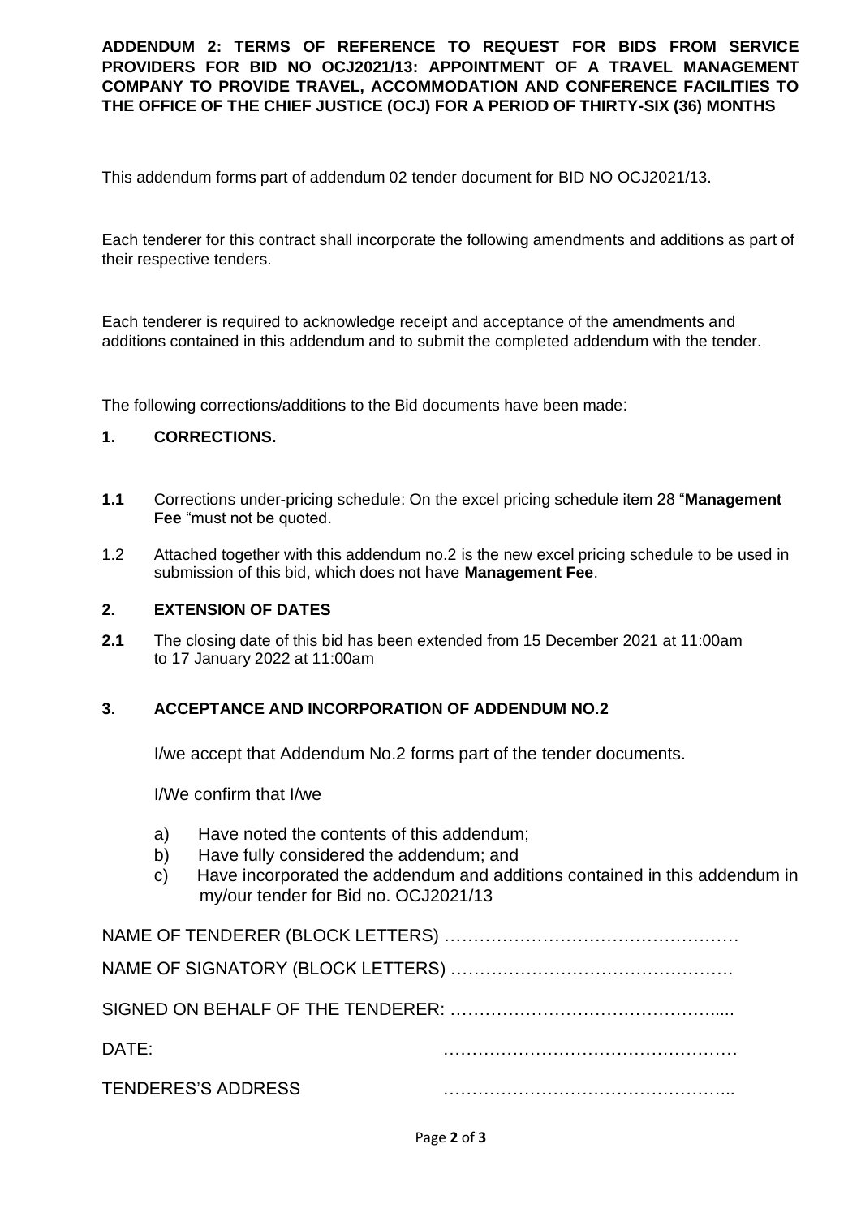**ADDENDUM 2: TERMS OF REFERENCE TO REQUEST FOR BIDS FROM SERVICE PROVIDERS FOR BID NO OCJ2021/13: APPOINTMENT OF A TRAVEL MANAGEMENT COMPANY TO PROVIDE TRAVEL, ACCOMMODATION AND CONFERENCE FACILITIES TO THE OFFICE OF THE CHIEF JUSTICE (OCJ) FOR A PERIOD OF THIRTY-SIX (36) MONTHS**

This addendum forms part of addendum 02 tender document for BID NO OCJ2021/13.

Each tenderer for this contract shall incorporate the following amendments and additions as part of their respective tenders.

Each tenderer is required to acknowledge receipt and acceptance of the amendments and additions contained in this addendum and to submit the completed addendum with the tender.

The following corrections/additions to the Bid documents have been made:

## 1. CORRECTIONS.

**1.1** Corrections under-pricing schedule: On the excel pricing schedule item 28 "**Management Fee** "must not be quoted.

1.2 Attached together with this addendum no.2 is the new excel pricing schedule to be used in submission of this bid, which does not have **Management Fee**.

## 2. EXTENSION OF DATES

**2.1** The closing date of this bid has been extended from 15 December 2021 at 11:00am to 17 January 2022 at 11:00am

## 3. ACCEPTANCE AND INCORPORATION OF ADDENDUM NO.2

I/we accept that Addendum No.2 forms part of the tender documents.

I/We confirm that I/we

a) Have noted the contents of this addendum;
b) Have fully considered the addendum; and
c) Have incorporated the addendum and additions contained in this addendum in my/our tender for Bid no. OCJ2021/13

NAME OF TENDERER (BLOCK LETTERS) ……………………………………………

NAME OF SIGNATORY (BLOCK LETTERS) ………………………………………….

SIGNED ON BEHALF OF THE TENDERER: ………………………………………....

DATE: ……………………………………………

TENDERES'S ADDRESS ……………………………………………..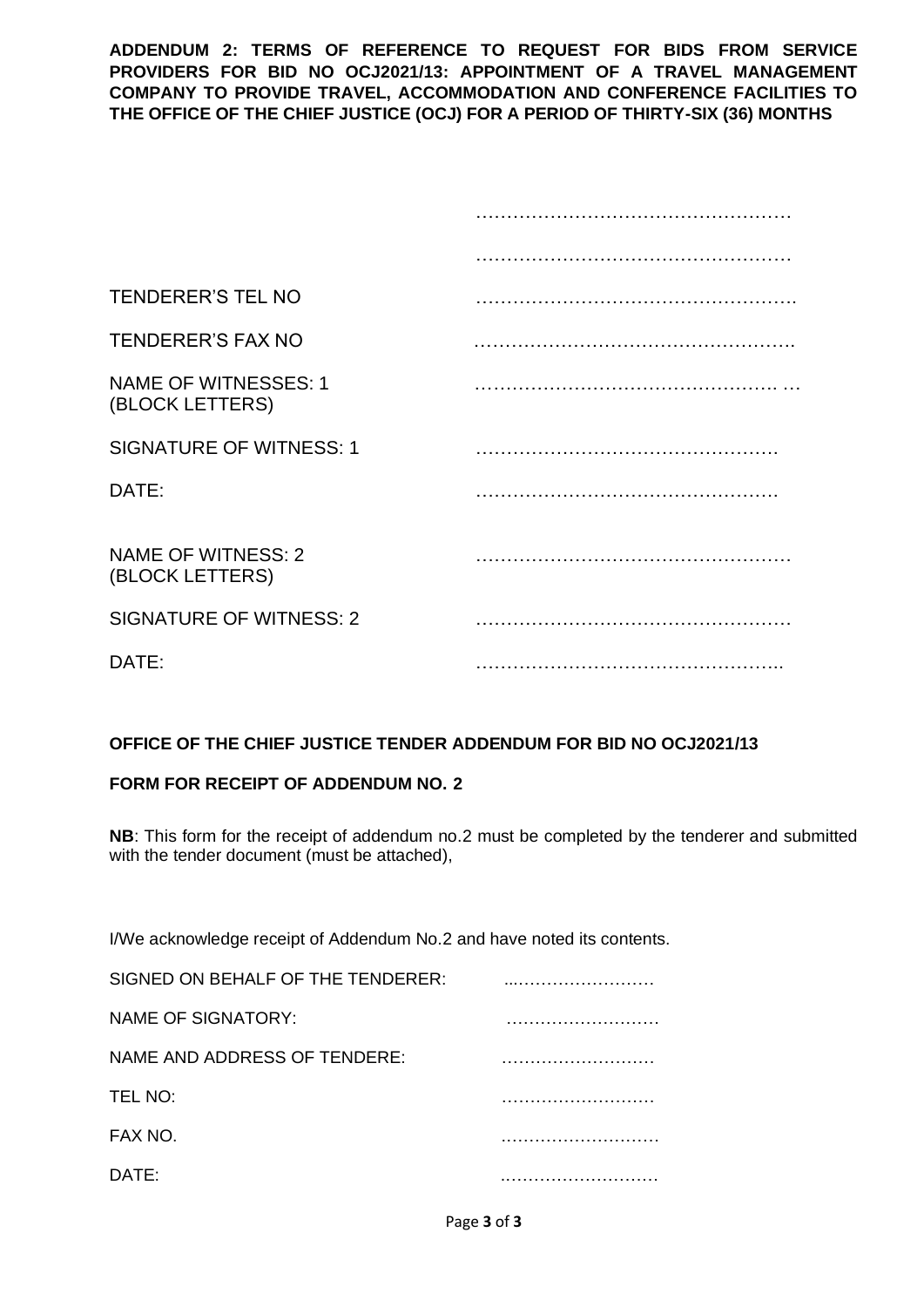**ADDENDUM 2: TERMS OF REFERENCE TO REQUEST FOR BIDS FROM SERVICE PROVIDERS FOR BID NO OCJ2021/13: APPOINTMENT OF A TRAVEL MANAGEMENT COMPANY TO PROVIDE TRAVEL, ACCOMMODATION AND CONFERENCE FACILITIES TO THE OFFICE OF THE CHIEF JUSTICE (OCJ) FOR A PERIOD OF THIRTY-SIX (36) MONTHS**

| | |
|---|---|
| | …………………………………………… |
| | …………………………………………… |
| TENDERER'S TEL NO | ……………………………………………. |
| TENDERER'S FAX NO | ……………………………………………. |
| NAME OF WITNESSES: 1 (BLOCK LETTERS) | …………………………………………. … |
| SIGNATURE OF WITNESS: 1 | …………………………………………. |
| DATE: | …………………………………………. |
| NAME OF WITNESS: 2 (BLOCK LETTERS) | …………………………………………… |
| SIGNATURE OF WITNESS: 2 | …………………………………………… |
| DATE: | ………………………………………….. |

**OFFICE OF THE CHIEF JUSTICE TENDER ADDENDUM FOR BID NO OCJ2021/13**

**FORM FOR RECEIPT OF ADDENDUM NO. 2**

**NB**: This form for the receipt of addendum no.2 must be completed by the tenderer and submitted with the tender document (must be attached),

I/We acknowledge receipt of Addendum No.2 and have noted its contents.

| | |
|---|---|
| SIGNED ON BEHALF OF THE TENDERER: | ..……………………. |
| NAME OF SIGNATORY: | ……………………… |
| NAME AND ADDRESS OF TENDERE: | ……………………… |
| TEL NO: | ……………………… |
| FAX NO. | ……………………… |
| DATE: | ……………………… |